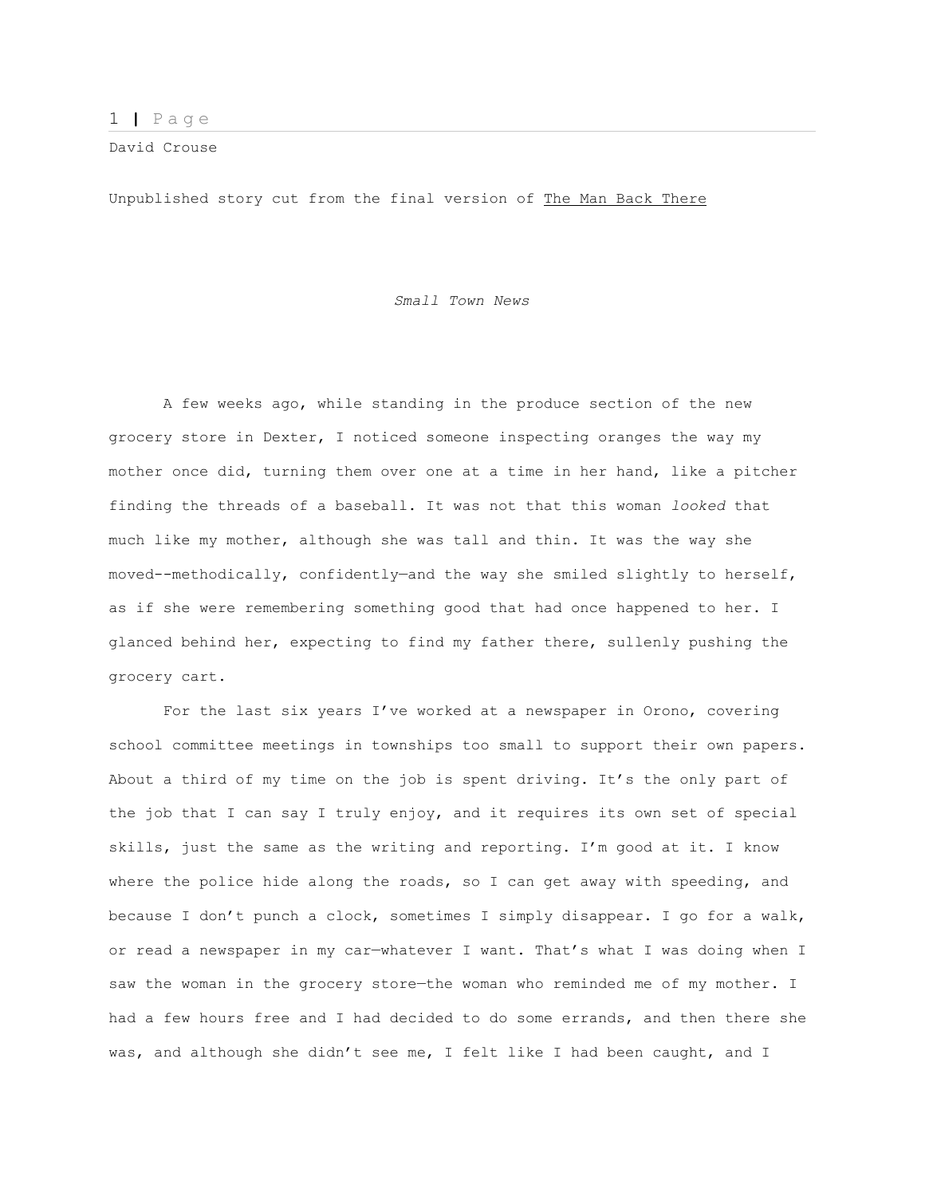David Crouse

Unpublished story cut from the final version of The Man Back There

*Small Town News*

A few weeks ago, while standing in the produce section of the new grocery store in Dexter, I noticed someone inspecting oranges the way my mother once did, turning them over one at a time in her hand, like a pitcher finding the threads of a baseball. It was not that this woman *looked* that much like my mother, although she was tall and thin. It was the way she moved--methodically, confidently—and the way she smiled slightly to herself, as if she were remembering something good that had once happened to her. I glanced behind her, expecting to find my father there, sullenly pushing the grocery cart.

For the last six years I've worked at a newspaper in Orono, covering school committee meetings in townships too small to support their own papers. About a third of my time on the job is spent driving. It's the only part of the job that I can say I truly enjoy, and it requires its own set of special skills, just the same as the writing and reporting. I'm good at it. I know where the police hide along the roads, so I can get away with speeding, and because I don't punch a clock, sometimes I simply disappear. I go for a walk, or read a newspaper in my car—whatever I want. That's what I was doing when I saw the woman in the grocery store—the woman who reminded me of my mother. I had a few hours free and I had decided to do some errands, and then there she was, and although she didn't see me, I felt like I had been caught, and I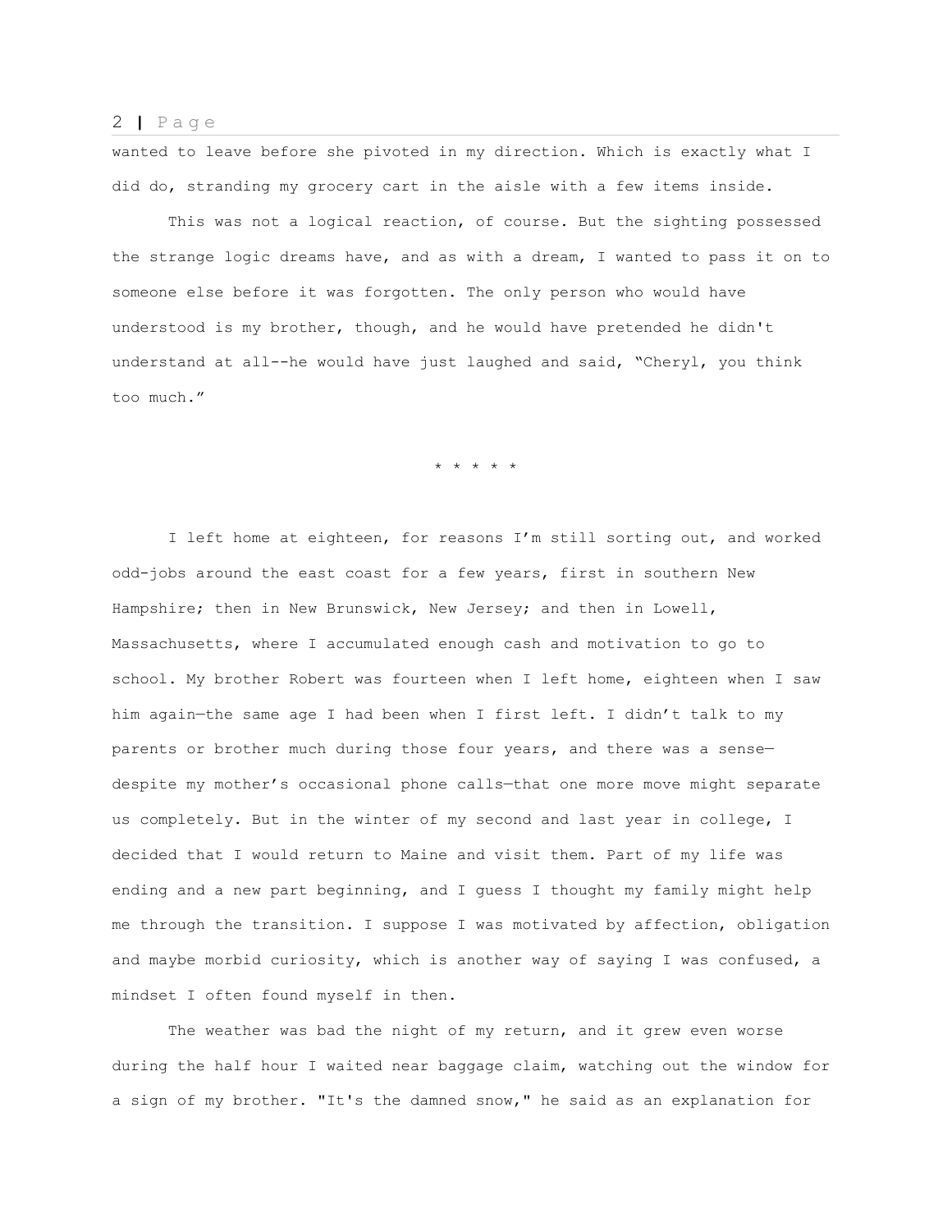wanted to leave before she pivoted in my direction. Which is exactly what I did do, stranding my grocery cart in the aisle with a few items inside.

This was not a logical reaction, of course. But the sighting possessed the strange logic dreams have, and as with a dream, I wanted to pass it on to someone else before it was forgotten. The only person who would have understood is my brother, though, and he would have pretended he didn't understand at all--he would have just laughed and said, "Cheryl, you think too much."

\* \* \* \* \*

I left home at eighteen, for reasons I'm still sorting out, and worked odd-jobs around the east coast for a few years, first in southern New Hampshire; then in New Brunswick, New Jersey; and then in Lowell, Massachusetts, where I accumulated enough cash and motivation to go to school. My brother Robert was fourteen when I left home, eighteen when I saw him again—the same age I had been when I first left. I didn't talk to my parents or brother much during those four years, and there was a sense—despite my mother's occasional phone calls—that one more move might separate us completely. But in the winter of my second and last year in college, I decided that I would return to Maine and visit them. Part of my life was ending and a new part beginning, and I guess I thought my family might help me through the transition. I suppose I was motivated by affection, obligation and maybe morbid curiosity, which is another way of saying I was confused, a mindset I often found myself in then.

The weather was bad the night of my return, and it grew even worse during the half hour I waited near baggage claim, watching out the window for a sign of my brother. "It's the damned snow," he said as an explanation for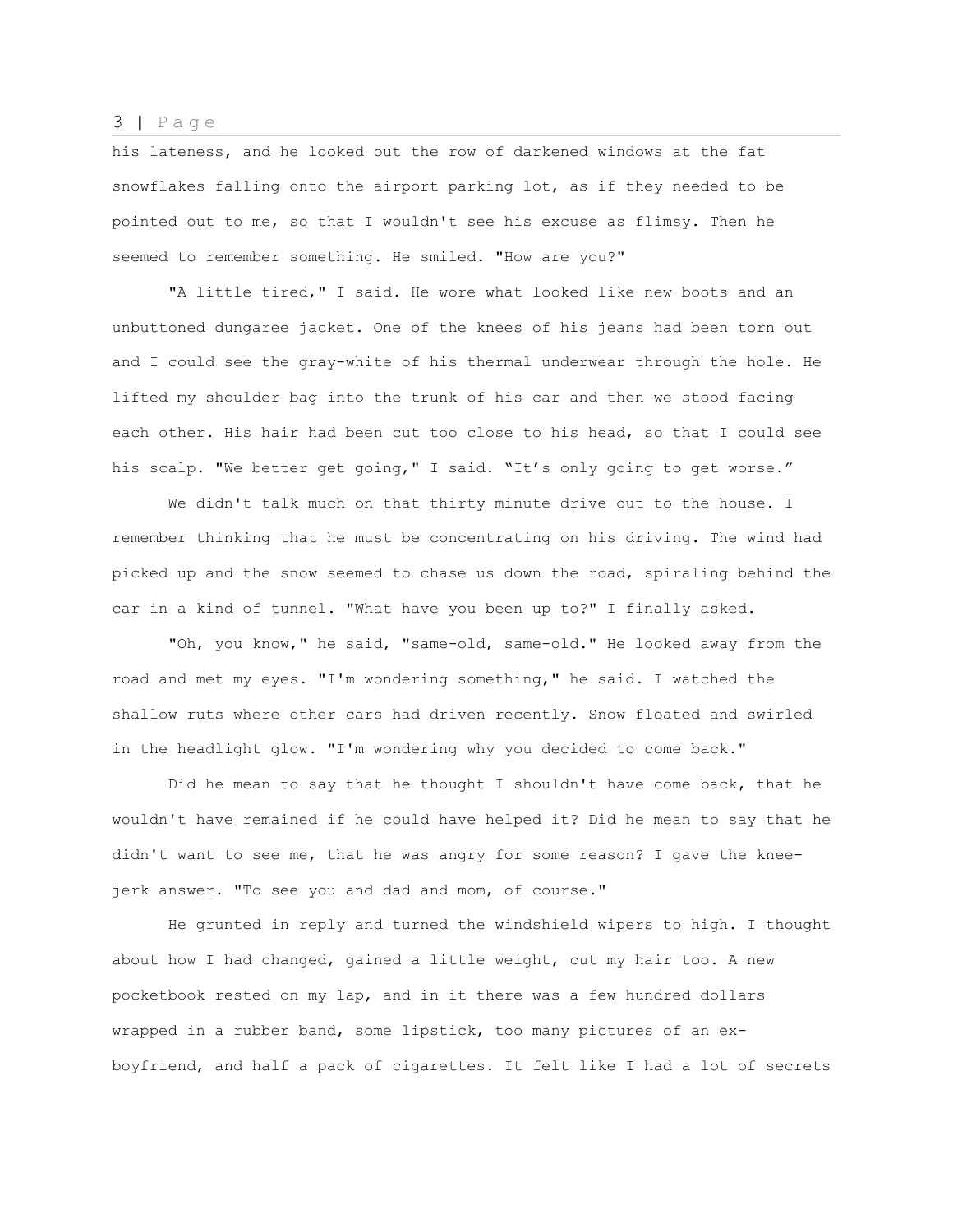his lateness, and he looked out the row of darkened windows at the fat snowflakes falling onto the airport parking lot, as if they needed to be pointed out to me, so that I wouldn't see his excuse as flimsy. Then he seemed to remember something. He smiled. "How are you?"

"A little tired," I said. He wore what looked like new boots and an unbuttoned dungaree jacket. One of the knees of his jeans had been torn out and I could see the gray-white of his thermal underwear through the hole. He lifted my shoulder bag into the trunk of his car and then we stood facing each other. His hair had been cut too close to his head, so that I could see his scalp. "We better get going," I said. "It's only going to get worse."

We didn't talk much on that thirty minute drive out to the house. I remember thinking that he must be concentrating on his driving. The wind had picked up and the snow seemed to chase us down the road, spiraling behind the car in a kind of tunnel. "What have you been up to?" I finally asked.

"Oh, you know," he said, "same-old, same-old." He looked away from the road and met my eyes. "I'm wondering something," he said. I watched the shallow ruts where other cars had driven recently. Snow floated and swirled in the headlight glow. "I'm wondering why you decided to come back."

Did he mean to say that he thought I shouldn't have come back, that he wouldn't have remained if he could have helped it? Did he mean to say that he didn't want to see me, that he was angry for some reason? I gave the knee-jerk answer. "To see you and dad and mom, of course."

He grunted in reply and turned the windshield wipers to high. I thought about how I had changed, gained a little weight, cut my hair too. A new pocketbook rested on my lap, and in it there was a few hundred dollars wrapped in a rubber band, some lipstick, too many pictures of an ex-boyfriend, and half a pack of cigarettes. It felt like I had a lot of secrets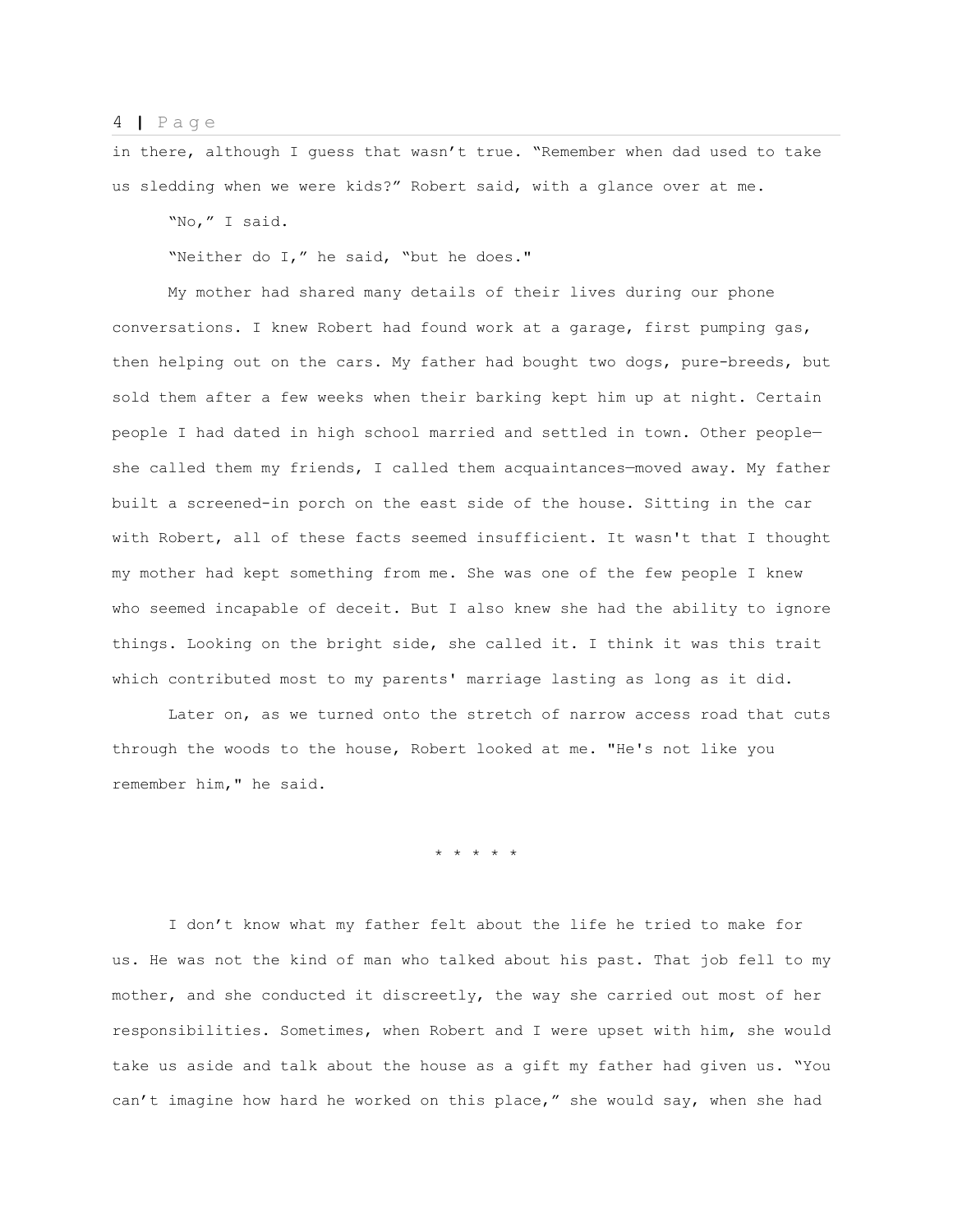in there, although I guess that wasn't true. "Remember when dad used to take us sledding when we were kids?" Robert said, with a glance over at me.

"No," I said.

"Neither do I," he said, "but he does."

My mother had shared many details of their lives during our phone conversations. I knew Robert had found work at a garage, first pumping gas, then helping out on the cars. My father had bought two dogs, pure-breeds, but sold them after a few weeks when their barking kept him up at night. Certain people I had dated in high school married and settled in town. Other people—she called them my friends, I called them acquaintances—moved away. My father built a screened-in porch on the east side of the house. Sitting in the car with Robert, all of these facts seemed insufficient. It wasn't that I thought my mother had kept something from me. She was one of the few people I knew who seemed incapable of deceit. But I also knew she had the ability to ignore things. Looking on the bright side, she called it. I think it was this trait which contributed most to my parents' marriage lasting as long as it did.

Later on, as we turned onto the stretch of narrow access road that cuts through the woods to the house, Robert looked at me. "He's not like you remember him," he said.

\* \* \* \* \*

I don't know what my father felt about the life he tried to make for us. He was not the kind of man who talked about his past. That job fell to my mother, and she conducted it discreetly, the way she carried out most of her responsibilities. Sometimes, when Robert and I were upset with him, she would take us aside and talk about the house as a gift my father had given us. "You can't imagine how hard he worked on this place," she would say, when she had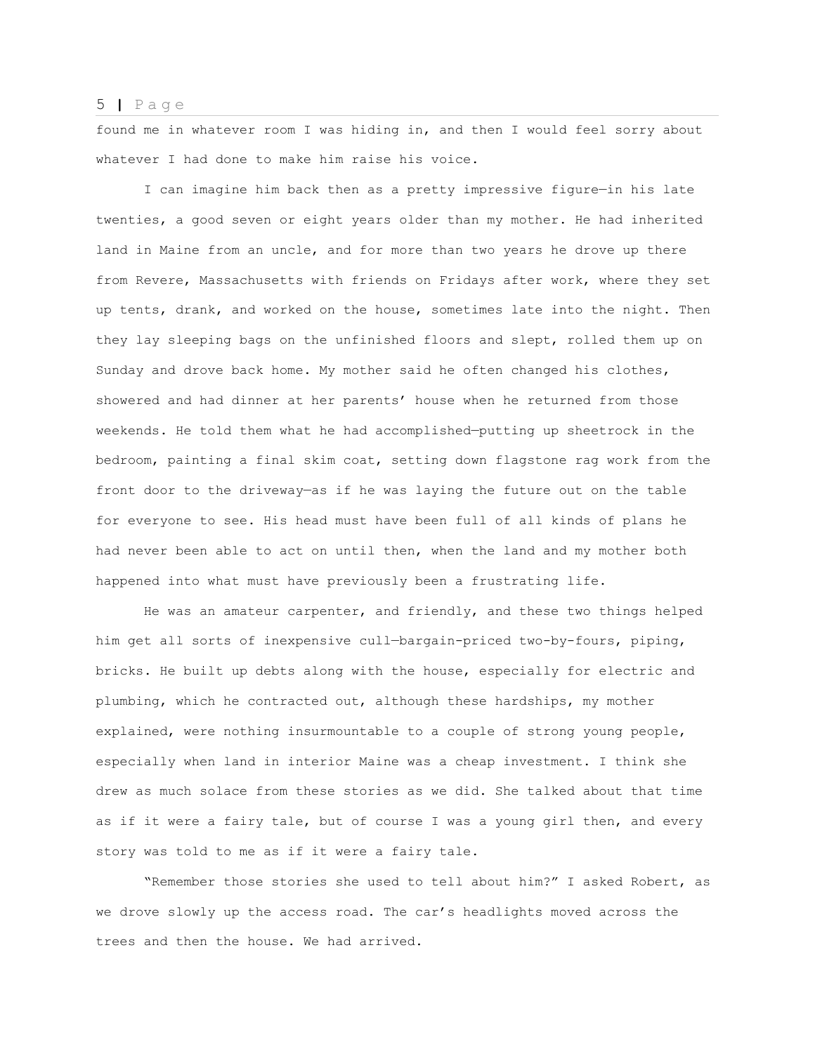found me in whatever room I was hiding in, and then I would feel sorry about whatever I had done to make him raise his voice.

I can imagine him back then as a pretty impressive figure—in his late twenties, a good seven or eight years older than my mother. He had inherited land in Maine from an uncle, and for more than two years he drove up there from Revere, Massachusetts with friends on Fridays after work, where they set up tents, drank, and worked on the house, sometimes late into the night. Then they lay sleeping bags on the unfinished floors and slept, rolled them up on Sunday and drove back home. My mother said he often changed his clothes, showered and had dinner at her parents' house when he returned from those weekends. He told them what he had accomplished—putting up sheetrock in the bedroom, painting a final skim coat, setting down flagstone rag work from the front door to the driveway—as if he was laying the future out on the table for everyone to see. His head must have been full of all kinds of plans he had never been able to act on until then, when the land and my mother both happened into what must have previously been a frustrating life.

He was an amateur carpenter, and friendly, and these two things helped him get all sorts of inexpensive cull—bargain-priced two-by-fours, piping, bricks. He built up debts along with the house, especially for electric and plumbing, which he contracted out, although these hardships, my mother explained, were nothing insurmountable to a couple of strong young people, especially when land in interior Maine was a cheap investment. I think she drew as much solace from these stories as we did. She talked about that time as if it were a fairy tale, but of course I was a young girl then, and every story was told to me as if it were a fairy tale.

"Remember those stories she used to tell about him?" I asked Robert, as we drove slowly up the access road. The car's headlights moved across the trees and then the house. We had arrived.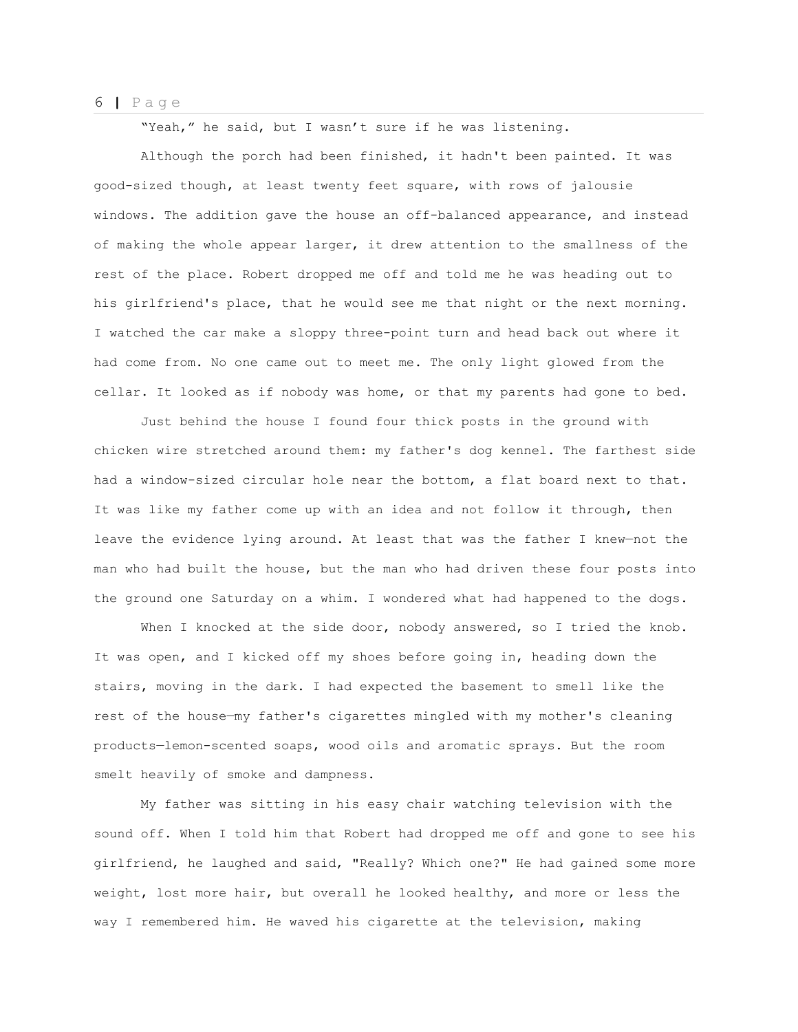"Yeah," he said, but I wasn't sure if he was listening.

Although the porch had been finished, it hadn't been painted. It was good-sized though, at least twenty feet square, with rows of jalousie windows. The addition gave the house an off-balanced appearance, and instead of making the whole appear larger, it drew attention to the smallness of the rest of the place. Robert dropped me off and told me he was heading out to his girlfriend's place, that he would see me that night or the next morning. I watched the car make a sloppy three-point turn and head back out where it had come from. No one came out to meet me. The only light glowed from the cellar. It looked as if nobody was home, or that my parents had gone to bed.

Just behind the house I found four thick posts in the ground with chicken wire stretched around them: my father's dog kennel. The farthest side had a window-sized circular hole near the bottom, a flat board next to that. It was like my father come up with an idea and not follow it through, then leave the evidence lying around. At least that was the father I knew—not the man who had built the house, but the man who had driven these four posts into the ground one Saturday on a whim. I wondered what had happened to the dogs.

When I knocked at the side door, nobody answered, so I tried the knob. It was open, and I kicked off my shoes before going in, heading down the stairs, moving in the dark. I had expected the basement to smell like the rest of the house—my father's cigarettes mingled with my mother's cleaning products—lemon-scented soaps, wood oils and aromatic sprays. But the room smelt heavily of smoke and dampness.

My father was sitting in his easy chair watching television with the sound off. When I told him that Robert had dropped me off and gone to see his girlfriend, he laughed and said, "Really? Which one?" He had gained some more weight, lost more hair, but overall he looked healthy, and more or less the way I remembered him. He waved his cigarette at the television, making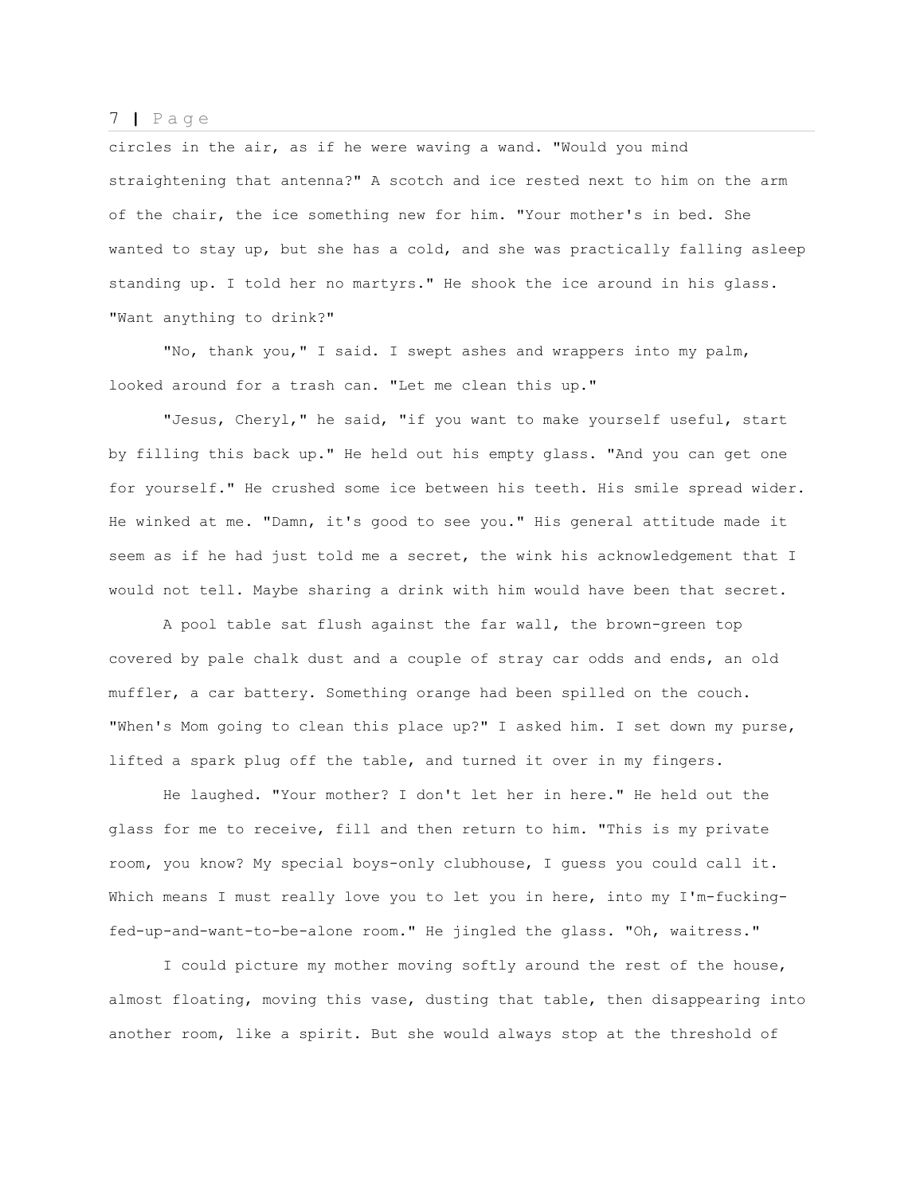circles in the air, as if he were waving a wand. "Would you mind straightening that antenna?" A scotch and ice rested next to him on the arm of the chair, the ice something new for him. "Your mother's in bed. She wanted to stay up, but she has a cold, and she was practically falling asleep standing up. I told her no martyrs." He shook the ice around in his glass. "Want anything to drink?"

"No, thank you," I said. I swept ashes and wrappers into my palm, looked around for a trash can. "Let me clean this up."

"Jesus, Cheryl," he said, "if you want to make yourself useful, start by filling this back up." He held out his empty glass. "And you can get one for yourself." He crushed some ice between his teeth. His smile spread wider. He winked at me. "Damn, it's good to see you." His general attitude made it seem as if he had just told me a secret, the wink his acknowledgement that I would not tell. Maybe sharing a drink with him would have been that secret.

A pool table sat flush against the far wall, the brown-green top covered by pale chalk dust and a couple of stray car odds and ends, an old muffler, a car battery. Something orange had been spilled on the couch. "When's Mom going to clean this place up?" I asked him. I set down my purse, lifted a spark plug off the table, and turned it over in my fingers.

He laughed. "Your mother? I don't let her in here." He held out the glass for me to receive, fill and then return to him. "This is my private room, you know? My special boys-only clubhouse, I guess you could call it. Which means I must really love you to let you in here, into my I'm-fucking-fed-up-and-want-to-be-alone room." He jingled the glass. "Oh, waitress."

I could picture my mother moving softly around the rest of the house, almost floating, moving this vase, dusting that table, then disappearing into another room, like a spirit. But she would always stop at the threshold of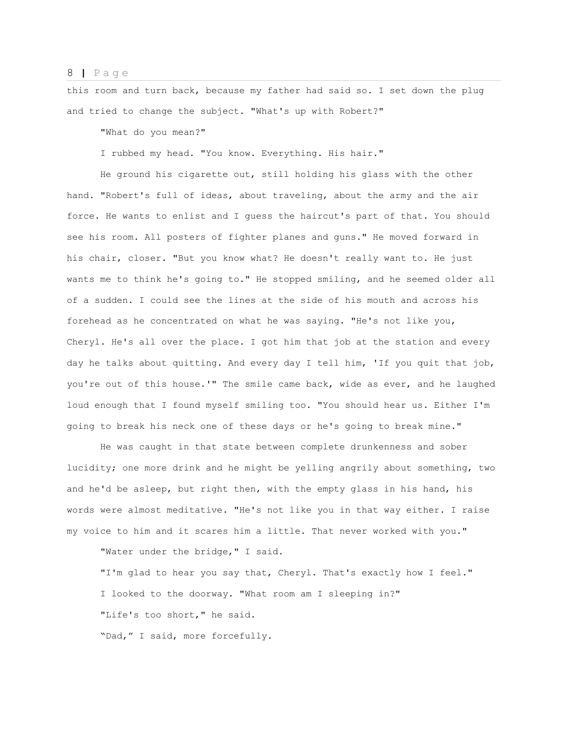this room and turn back, because my father had said so. I set down the plug and tried to change the subject. "What's up with Robert?"

"What do you mean?"

I rubbed my head. "You know. Everything. His hair."

He ground his cigarette out, still holding his glass with the other hand. "Robert's full of ideas, about traveling, about the army and the air force. He wants to enlist and I guess the haircut's part of that. You should see his room. All posters of fighter planes and guns." He moved forward in his chair, closer. "But you know what? He doesn't really want to. He just wants me to think he's going to." He stopped smiling, and he seemed older all of a sudden. I could see the lines at the side of his mouth and across his forehead as he concentrated on what he was saying. "He's not like you, Cheryl. He's all over the place. I got him that job at the station and every day he talks about quitting. And every day I tell him, 'If you quit that job, you're out of this house.'" The smile came back, wide as ever, and he laughed loud enough that I found myself smiling too. "You should hear us. Either I'm going to break his neck one of these days or he's going to break mine."

He was caught in that state between complete drunkenness and sober lucidity; one more drink and he might be yelling angrily about something, two and he'd be asleep, but right then, with the empty glass in his hand, his words were almost meditative. "He's not like you in that way either. I raise my voice to him and it scares him a little. That never worked with you."

"Water under the bridge," I said.

"I'm glad to hear you say that, Cheryl. That's exactly how I feel."

I looked to the doorway. "What room am I sleeping in?"

"Life's too short," he said.

"Dad," I said, more forcefully.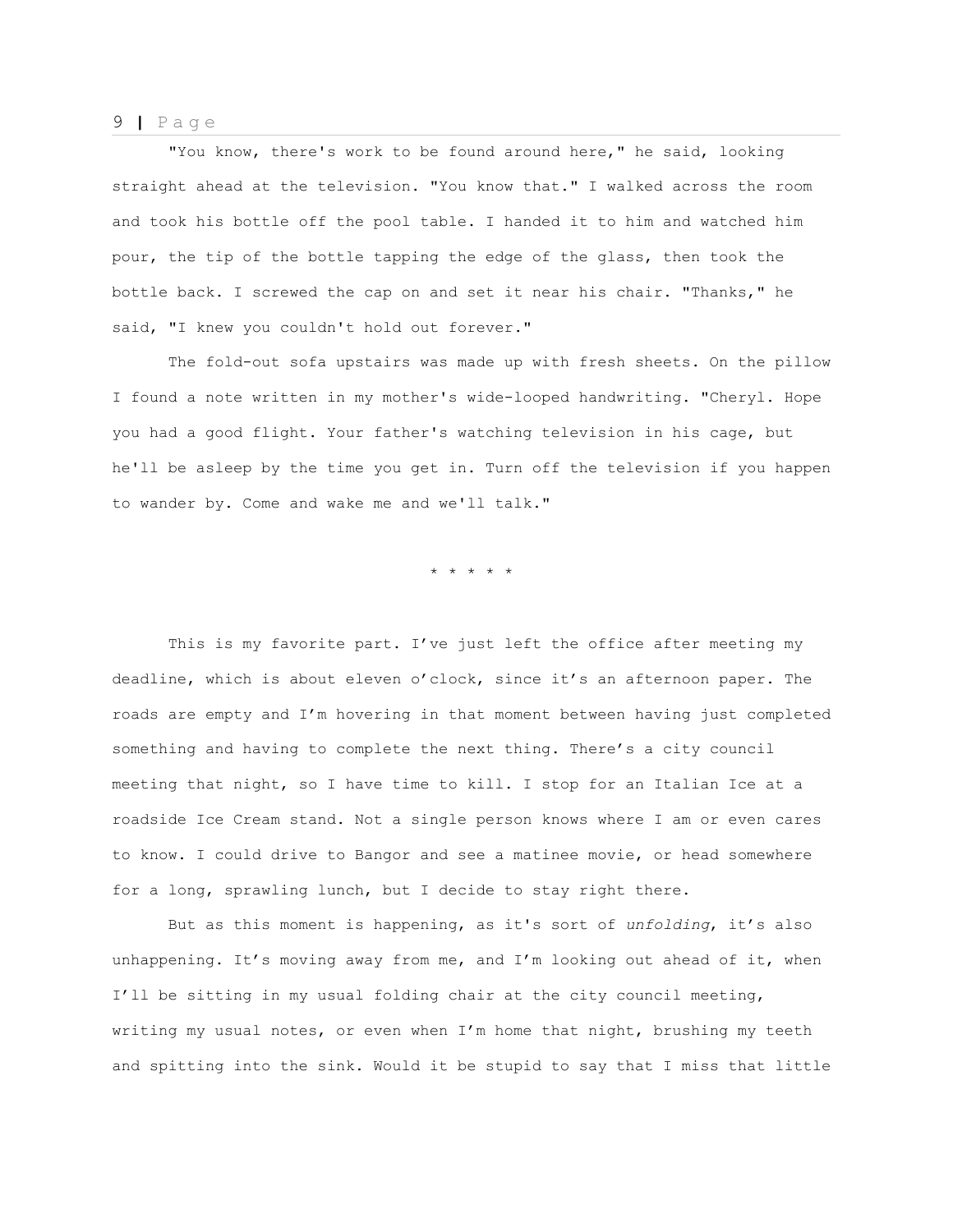"You know, there's work to be found around here," he said, looking straight ahead at the television. "You know that." I walked across the room and took his bottle off the pool table. I handed it to him and watched him pour, the tip of the bottle tapping the edge of the glass, then took the bottle back. I screwed the cap on and set it near his chair. "Thanks," he said, "I knew you couldn't hold out forever."

The fold-out sofa upstairs was made up with fresh sheets. On the pillow I found a note written in my mother's wide-looped handwriting. "Cheryl. Hope you had a good flight. Your father's watching television in his cage, but he'll be asleep by the time you get in. Turn off the television if you happen to wander by. Come and wake me and we'll talk."

\* \* \* \* \*

This is my favorite part. I've just left the office after meeting my deadline, which is about eleven o'clock, since it's an afternoon paper. The roads are empty and I'm hovering in that moment between having just completed something and having to complete the next thing. There's a city council meeting that night, so I have time to kill. I stop for an Italian Ice at a roadside Ice Cream stand. Not a single person knows where I am or even cares to know. I could drive to Bangor and see a matinee movie, or head somewhere for a long, sprawling lunch, but I decide to stay right there.

But as this moment is happening, as it's sort of *unfolding*, it's also unhappening. It's moving away from me, and I'm looking out ahead of it, when I'll be sitting in my usual folding chair at the city council meeting, writing my usual notes, or even when I'm home that night, brushing my teeth and spitting into the sink. Would it be stupid to say that I miss that little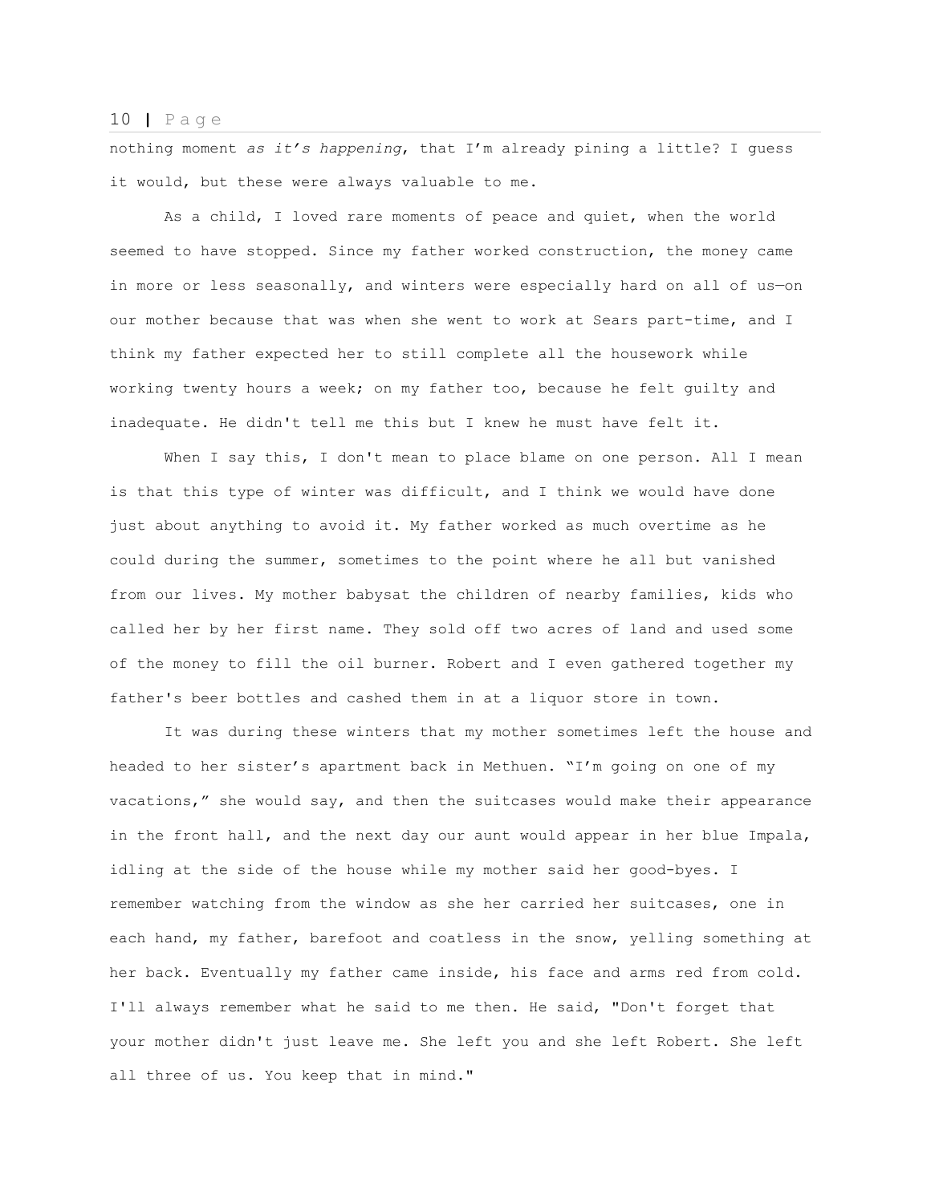nothing moment *as it's happening*, that I'm already pining a little? I guess it would, but these were always valuable to me.

As a child, I loved rare moments of peace and quiet, when the world seemed to have stopped. Since my father worked construction, the money came in more or less seasonally, and winters were especially hard on all of us—on our mother because that was when she went to work at Sears part-time, and I think my father expected her to still complete all the housework while working twenty hours a week; on my father too, because he felt guilty and inadequate. He didn't tell me this but I knew he must have felt it.

When I say this, I don't mean to place blame on one person. All I mean is that this type of winter was difficult, and I think we would have done just about anything to avoid it. My father worked as much overtime as he could during the summer, sometimes to the point where he all but vanished from our lives. My mother babysat the children of nearby families, kids who called her by her first name. They sold off two acres of land and used some of the money to fill the oil burner. Robert and I even gathered together my father's beer bottles and cashed them in at a liquor store in town.

It was during these winters that my mother sometimes left the house and headed to her sister's apartment back in Methuen. "I'm going on one of my vacations," she would say, and then the suitcases would make their appearance in the front hall, and the next day our aunt would appear in her blue Impala, idling at the side of the house while my mother said her good-byes. I remember watching from the window as she her carried her suitcases, one in each hand, my father, barefoot and coatless in the snow, yelling something at her back. Eventually my father came inside, his face and arms red from cold. I'll always remember what he said to me then. He said, "Don't forget that your mother didn't just leave me. She left you and she left Robert. She left all three of us. You keep that in mind."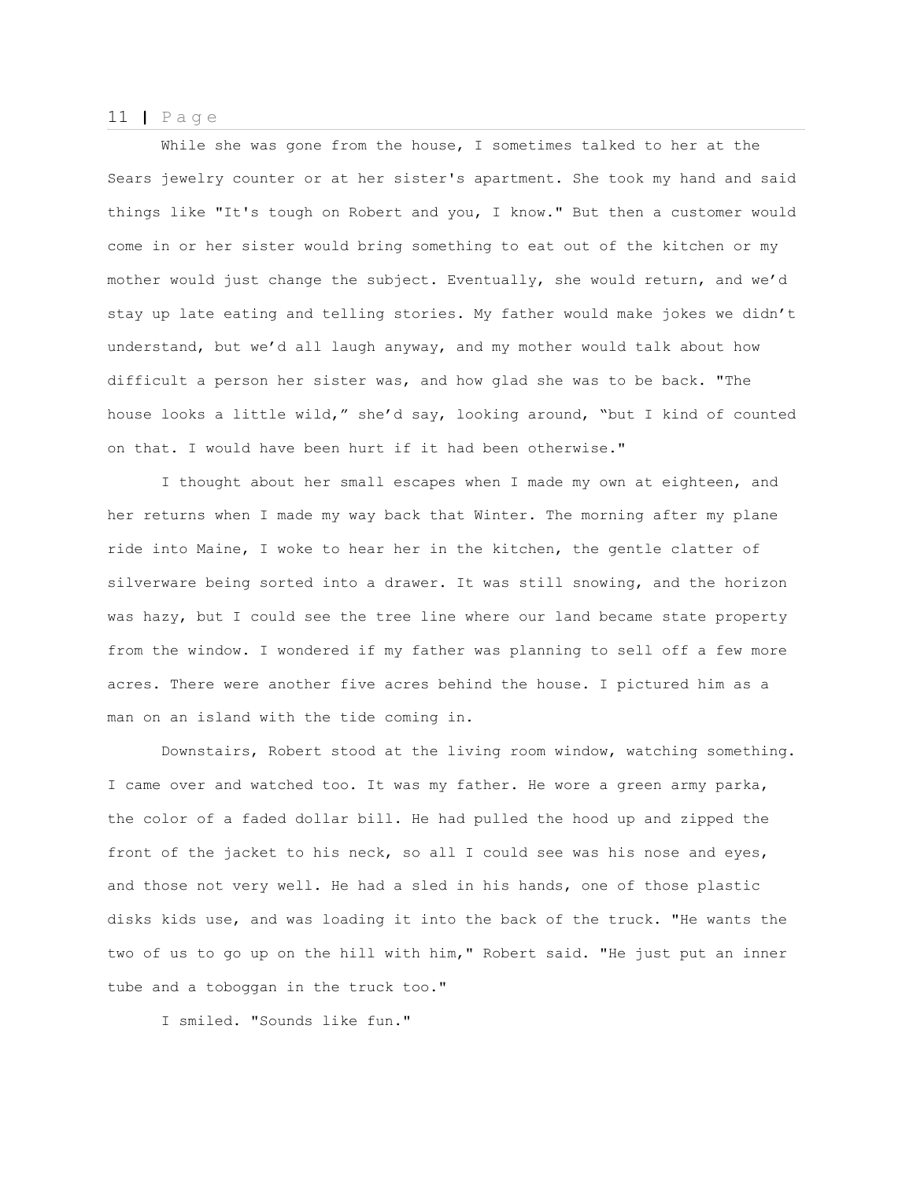While she was gone from the house, I sometimes talked to her at the Sears jewelry counter or at her sister's apartment. She took my hand and said things like "It's tough on Robert and you, I know." But then a customer would come in or her sister would bring something to eat out of the kitchen or my mother would just change the subject. Eventually, she would return, and we'd stay up late eating and telling stories. My father would make jokes we didn't understand, but we'd all laugh anyway, and my mother would talk about how difficult a person her sister was, and how glad she was to be back. "The house looks a little wild," she'd say, looking around, "but I kind of counted on that. I would have been hurt if it had been otherwise."

I thought about her small escapes when I made my own at eighteen, and her returns when I made my way back that Winter. The morning after my plane ride into Maine, I woke to hear her in the kitchen, the gentle clatter of silverware being sorted into a drawer. It was still snowing, and the horizon was hazy, but I could see the tree line where our land became state property from the window. I wondered if my father was planning to sell off a few more acres. There were another five acres behind the house. I pictured him as a man on an island with the tide coming in.

Downstairs, Robert stood at the living room window, watching something. I came over and watched too. It was my father. He wore a green army parka, the color of a faded dollar bill. He had pulled the hood up and zipped the front of the jacket to his neck, so all I could see was his nose and eyes, and those not very well. He had a sled in his hands, one of those plastic disks kids use, and was loading it into the back of the truck. "He wants the two of us to go up on the hill with him," Robert said. "He just put an inner tube and a toboggan in the truck too."

I smiled. "Sounds like fun."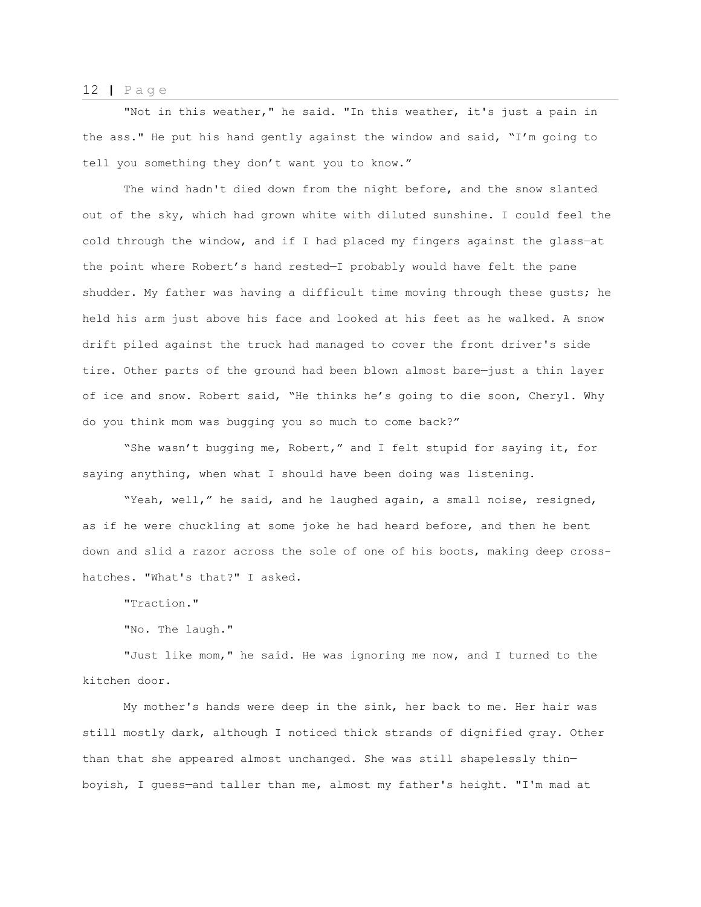"Not in this weather," he said. "In this weather, it's just a pain in the ass." He put his hand gently against the window and said, "I'm going to tell you something they don't want you to know."

The wind hadn't died down from the night before, and the snow slanted out of the sky, which had grown white with diluted sunshine. I could feel the cold through the window, and if I had placed my fingers against the glass—at the point where Robert's hand rested—I probably would have felt the pane shudder. My father was having a difficult time moving through these gusts; he held his arm just above his face and looked at his feet as he walked. A snow drift piled against the truck had managed to cover the front driver's side tire. Other parts of the ground had been blown almost bare—just a thin layer of ice and snow. Robert said, "He thinks he's going to die soon, Cheryl. Why do you think mom was bugging you so much to come back?"

"She wasn't bugging me, Robert," and I felt stupid for saying it, for saying anything, when what I should have been doing was listening.

"Yeah, well," he said, and he laughed again, a small noise, resigned, as if he were chuckling at some joke he had heard before, and then he bent down and slid a razor across the sole of one of his boots, making deep cross-hatches. "What's that?" I asked.

"Traction."

"No. The laugh."

"Just like mom," he said. He was ignoring me now, and I turned to the kitchen door.

My mother's hands were deep in the sink, her back to me. Her hair was still mostly dark, although I noticed thick strands of dignified gray. Other than that she appeared almost unchanged. She was still shapelessly thin—boyish, I guess—and taller than me, almost my father's height. "I'm mad at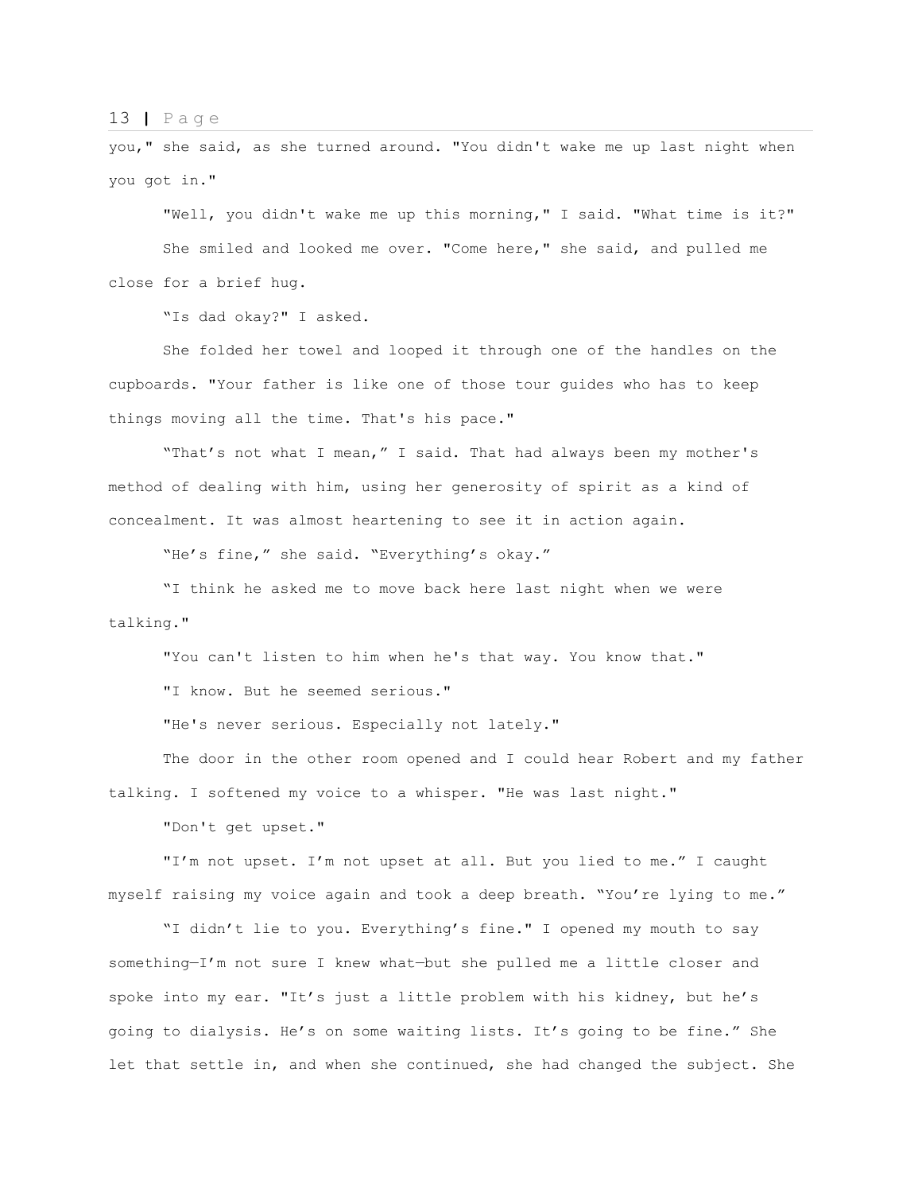you," she said, as she turned around. "You didn't wake me up last night when you got in."

"Well, you didn't wake me up this morning," I said. "What time is it?"

She smiled and looked me over. "Come here," she said, and pulled me close for a brief hug.

"Is dad okay?" I asked.

She folded her towel and looped it through one of the handles on the cupboards. "Your father is like one of those tour guides who has to keep things moving all the time. That's his pace."

"That's not what I mean," I said. That had always been my mother's method of dealing with him, using her generosity of spirit as a kind of concealment. It was almost heartening to see it in action again.

"He's fine," she said. "Everything's okay."

"I think he asked me to move back here last night when we were talking."

"You can't listen to him when he's that way. You know that."

"I know. But he seemed serious."

"He's never serious. Especially not lately."

The door in the other room opened and I could hear Robert and my father talking. I softened my voice to a whisper. "He was last night."

"Don't get upset."

"I'm not upset. I'm not upset at all. But you lied to me." I caught myself raising my voice again and took a deep breath. "You're lying to me."

"I didn't lie to you. Everything's fine." I opened my mouth to say something—I'm not sure I knew what—but she pulled me a little closer and spoke into my ear. "It's just a little problem with his kidney, but he's going to dialysis. He's on some waiting lists. It's going to be fine." She let that settle in, and when she continued, she had changed the subject. She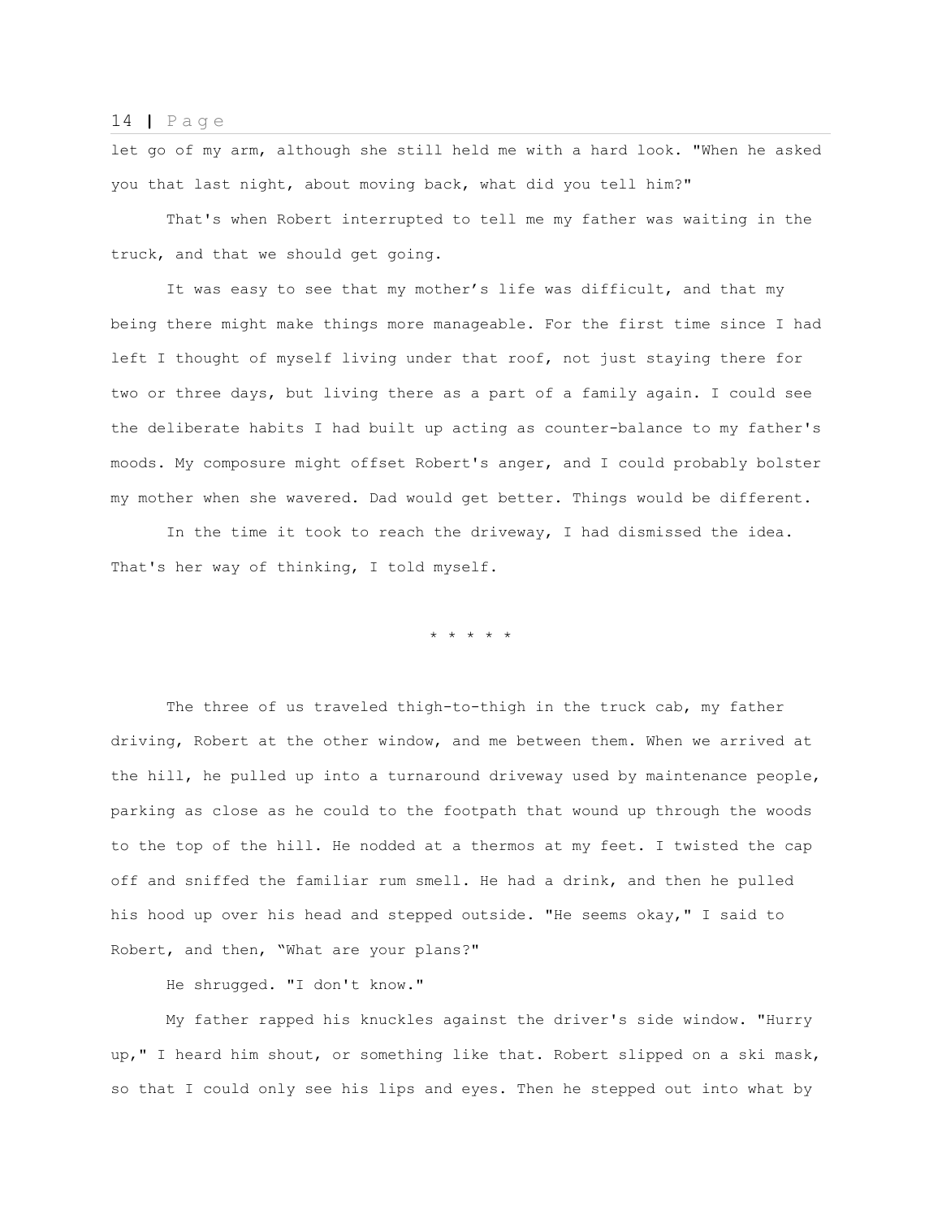let go of my arm, although she still held me with a hard look. "When he asked you that last night, about moving back, what did you tell him?"

That's when Robert interrupted to tell me my father was waiting in the truck, and that we should get going.

It was easy to see that my mother’s life was difficult, and that my being there might make things more manageable. For the first time since I had left I thought of myself living under that roof, not just staying there for two or three days, but living there as a part of a family again. I could see the deliberate habits I had built up acting as counter-balance to my father's moods. My composure might offset Robert's anger, and I could probably bolster my mother when she wavered. Dad would get better. Things would be different.

In the time it took to reach the driveway, I had dismissed the idea. That's her way of thinking, I told myself.

\* \* \* \* \*

The three of us traveled thigh-to-thigh in the truck cab, my father driving, Robert at the other window, and me between them. When we arrived at the hill, he pulled up into a turnaround driveway used by maintenance people, parking as close as he could to the footpath that wound up through the woods to the top of the hill. He nodded at a thermos at my feet. I twisted the cap off and sniffed the familiar rum smell. He had a drink, and then he pulled his hood up over his head and stepped outside. "He seems okay," I said to Robert, and then, “What are your plans?"

He shrugged. "I don't know."

My father rapped his knuckles against the driver's side window. "Hurry up," I heard him shout, or something like that. Robert slipped on a ski mask, so that I could only see his lips and eyes. Then he stepped out into what by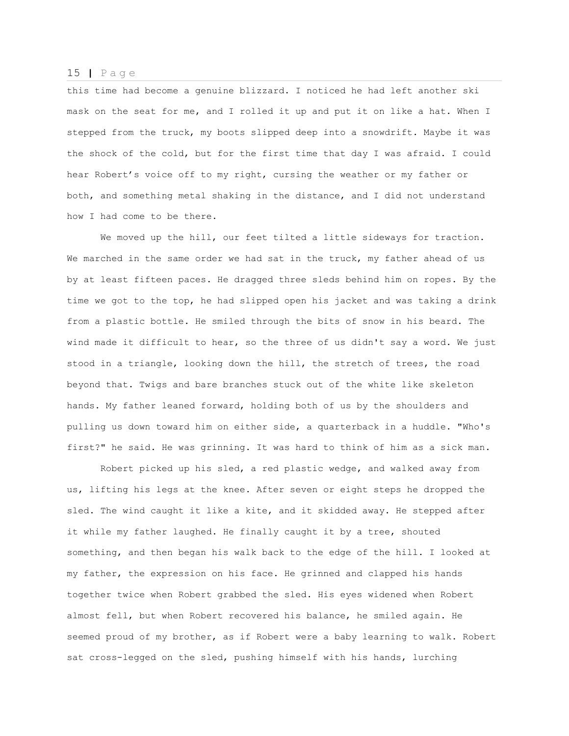this time had become a genuine blizzard. I noticed he had left another ski mask on the seat for me, and I rolled it up and put it on like a hat. When I stepped from the truck, my boots slipped deep into a snowdrift. Maybe it was the shock of the cold, but for the first time that day I was afraid. I could hear Robert's voice off to my right, cursing the weather or my father or both, and something metal shaking in the distance, and I did not understand how I had come to be there.

We moved up the hill, our feet tilted a little sideways for traction. We marched in the same order we had sat in the truck, my father ahead of us by at least fifteen paces. He dragged three sleds behind him on ropes. By the time we got to the top, he had slipped open his jacket and was taking a drink from a plastic bottle. He smiled through the bits of snow in his beard. The wind made it difficult to hear, so the three of us didn't say a word. We just stood in a triangle, looking down the hill, the stretch of trees, the road beyond that. Twigs and bare branches stuck out of the white like skeleton hands. My father leaned forward, holding both of us by the shoulders and pulling us down toward him on either side, a quarterback in a huddle. "Who's first?" he said. He was grinning. It was hard to think of him as a sick man.

Robert picked up his sled, a red plastic wedge, and walked away from us, lifting his legs at the knee. After seven or eight steps he dropped the sled. The wind caught it like a kite, and it skidded away. He stepped after it while my father laughed. He finally caught it by a tree, shouted something, and then began his walk back to the edge of the hill. I looked at my father, the expression on his face. He grinned and clapped his hands together twice when Robert grabbed the sled. His eyes widened when Robert almost fell, but when Robert recovered his balance, he smiled again. He seemed proud of my brother, as if Robert were a baby learning to walk. Robert sat cross-legged on the sled, pushing himself with his hands, lurching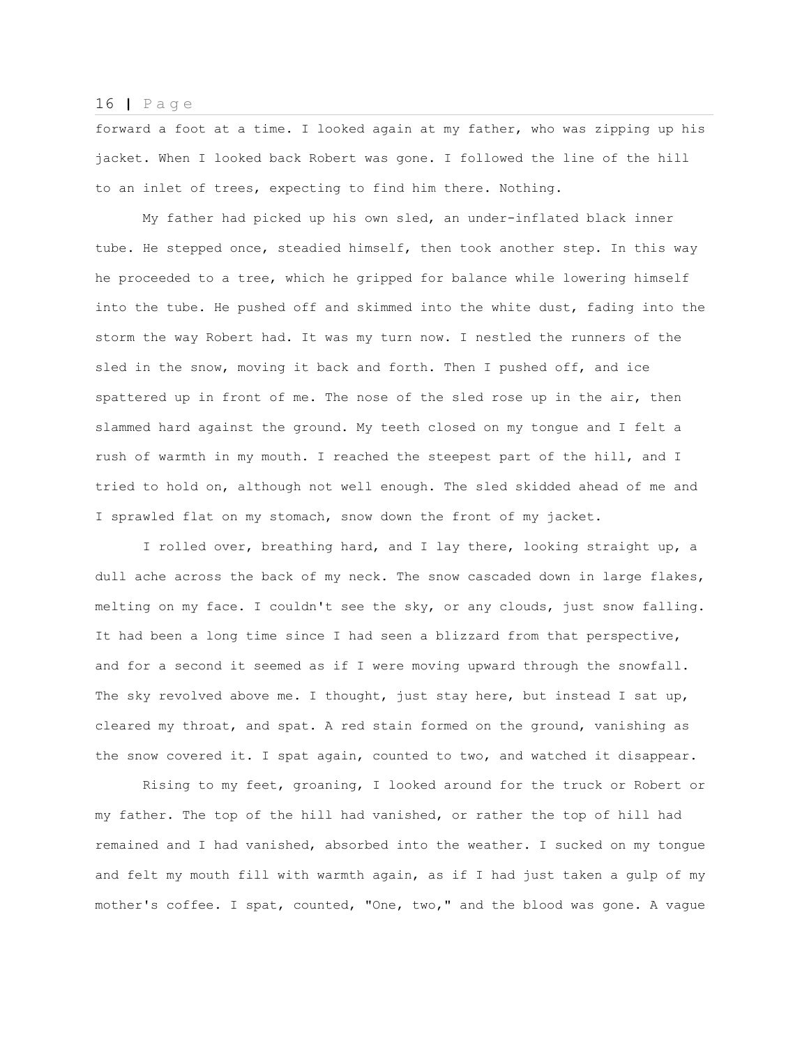forward a foot at a time. I looked again at my father, who was zipping up his jacket. When I looked back Robert was gone. I followed the line of the hill to an inlet of trees, expecting to find him there. Nothing.

My father had picked up his own sled, an under-inflated black inner tube. He stepped once, steadied himself, then took another step. In this way he proceeded to a tree, which he gripped for balance while lowering himself into the tube. He pushed off and skimmed into the white dust, fading into the storm the way Robert had. It was my turn now. I nestled the runners of the sled in the snow, moving it back and forth. Then I pushed off, and ice spattered up in front of me. The nose of the sled rose up in the air, then slammed hard against the ground. My teeth closed on my tongue and I felt a rush of warmth in my mouth. I reached the steepest part of the hill, and I tried to hold on, although not well enough. The sled skidded ahead of me and I sprawled flat on my stomach, snow down the front of my jacket.

I rolled over, breathing hard, and I lay there, looking straight up, a dull ache across the back of my neck. The snow cascaded down in large flakes, melting on my face. I couldn't see the sky, or any clouds, just snow falling. It had been a long time since I had seen a blizzard from that perspective, and for a second it seemed as if I were moving upward through the snowfall. The sky revolved above me. I thought, just stay here, but instead I sat up, cleared my throat, and spat. A red stain formed on the ground, vanishing as the snow covered it. I spat again, counted to two, and watched it disappear.

Rising to my feet, groaning, I looked around for the truck or Robert or my father. The top of the hill had vanished, or rather the top of hill had remained and I had vanished, absorbed into the weather. I sucked on my tongue and felt my mouth fill with warmth again, as if I had just taken a gulp of my mother's coffee. I spat, counted, "One, two," and the blood was gone. A vague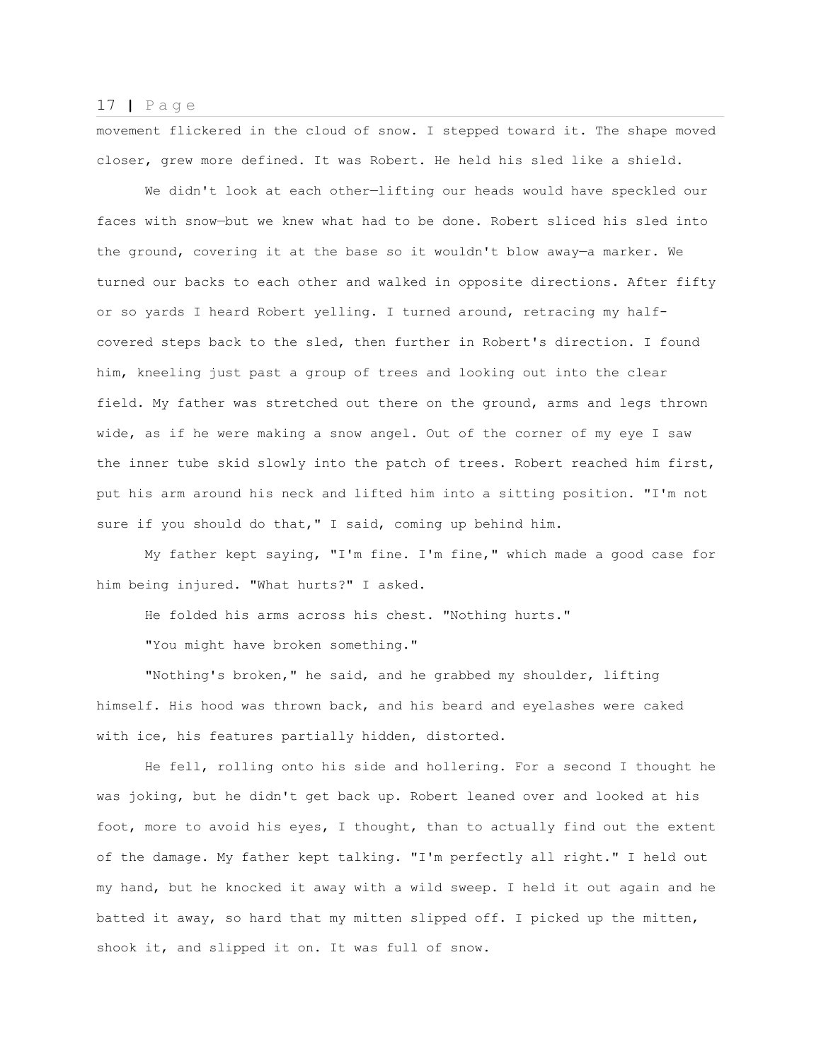movement flickered in the cloud of snow. I stepped toward it. The shape moved closer, grew more defined. It was Robert. He held his sled like a shield.

We didn't look at each other—lifting our heads would have speckled our faces with snow—but we knew what had to be done. Robert sliced his sled into the ground, covering it at the base so it wouldn't blow away—a marker. We turned our backs to each other and walked in opposite directions. After fifty or so yards I heard Robert yelling. I turned around, retracing my half-covered steps back to the sled, then further in Robert's direction. I found him, kneeling just past a group of trees and looking out into the clear field. My father was stretched out there on the ground, arms and legs thrown wide, as if he were making a snow angel. Out of the corner of my eye I saw the inner tube skid slowly into the patch of trees. Robert reached him first, put his arm around his neck and lifted him into a sitting position. "I'm not sure if you should do that," I said, coming up behind him.

My father kept saying, "I'm fine. I'm fine," which made a good case for him being injured. "What hurts?" I asked.

He folded his arms across his chest. "Nothing hurts."

"You might have broken something."

"Nothing's broken," he said, and he grabbed my shoulder, lifting himself. His hood was thrown back, and his beard and eyelashes were caked with ice, his features partially hidden, distorted.

He fell, rolling onto his side and hollering. For a second I thought he was joking, but he didn't get back up. Robert leaned over and looked at his foot, more to avoid his eyes, I thought, than to actually find out the extent of the damage. My father kept talking. "I'm perfectly all right." I held out my hand, but he knocked it away with a wild sweep. I held it out again and he batted it away, so hard that my mitten slipped off. I picked up the mitten, shook it, and slipped it on. It was full of snow.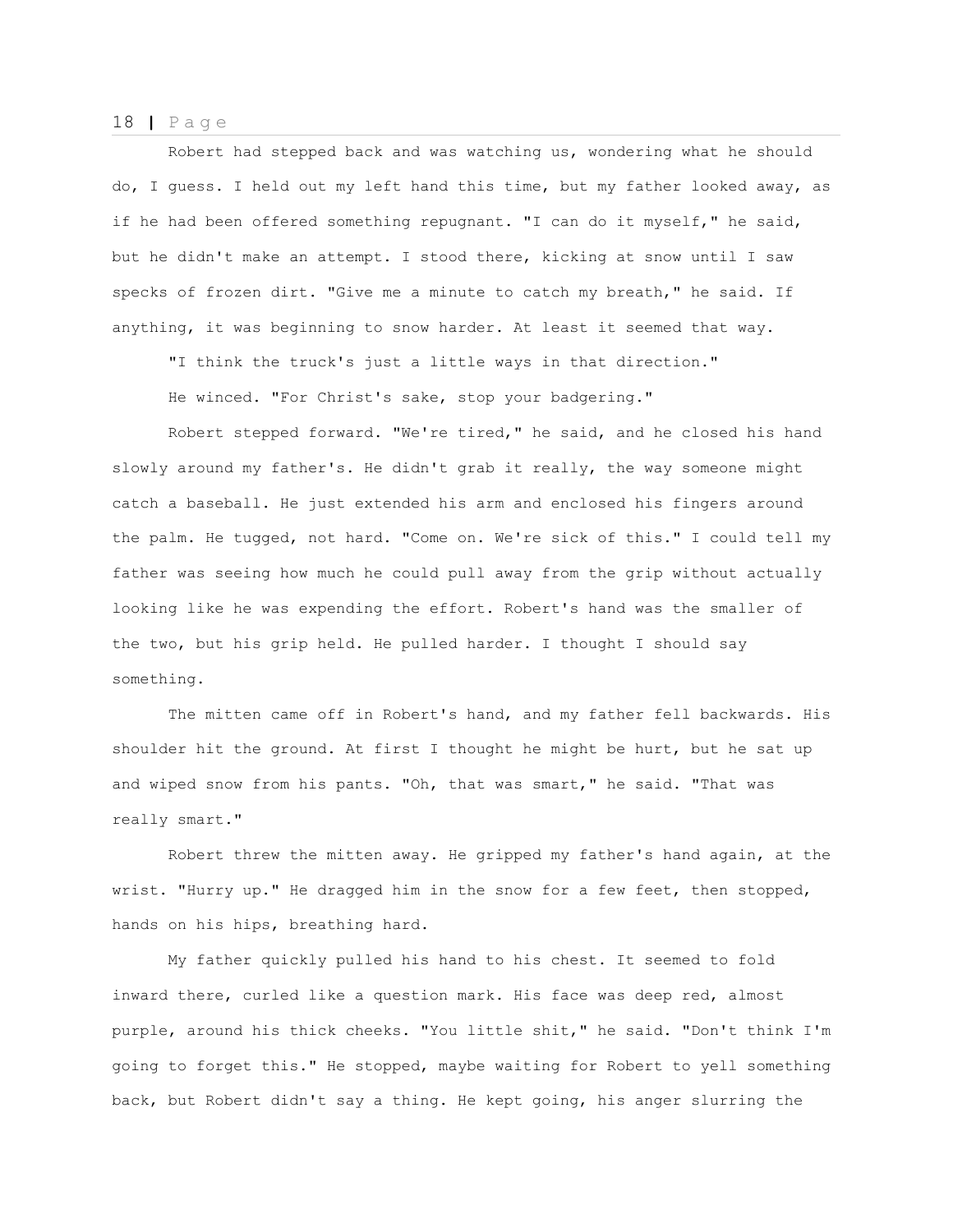Robert had stepped back and was watching us, wondering what he should do, I guess. I held out my left hand this time, but my father looked away, as if he had been offered something repugnant. "I can do it myself," he said, but he didn't make an attempt. I stood there, kicking at snow until I saw specks of frozen dirt. "Give me a minute to catch my breath," he said. If anything, it was beginning to snow harder. At least it seemed that way.

"I think the truck's just a little ways in that direction."

He winced. "For Christ's sake, stop your badgering."

Robert stepped forward. "We're tired," he said, and he closed his hand slowly around my father's. He didn't grab it really, the way someone might catch a baseball. He just extended his arm and enclosed his fingers around the palm. He tugged, not hard. "Come on. We're sick of this." I could tell my father was seeing how much he could pull away from the grip without actually looking like he was expending the effort. Robert's hand was the smaller of the two, but his grip held. He pulled harder. I thought I should say something.

The mitten came off in Robert's hand, and my father fell backwards. His shoulder hit the ground. At first I thought he might be hurt, but he sat up and wiped snow from his pants. "Oh, that was smart," he said. "That was really smart."

Robert threw the mitten away. He gripped my father's hand again, at the wrist. "Hurry up." He dragged him in the snow for a few feet, then stopped, hands on his hips, breathing hard.

My father quickly pulled his hand to his chest. It seemed to fold inward there, curled like a question mark. His face was deep red, almost purple, around his thick cheeks. "You little shit," he said. "Don't think I'm going to forget this." He stopped, maybe waiting for Robert to yell something back, but Robert didn't say a thing. He kept going, his anger slurring the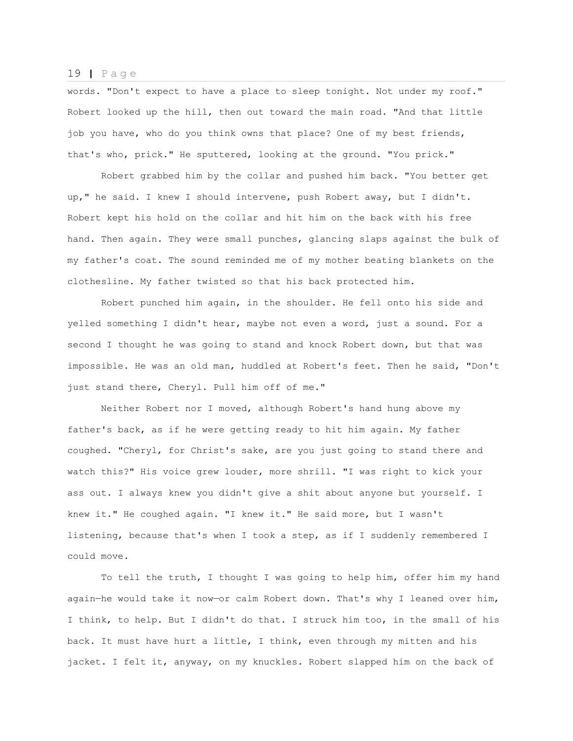words. "Don't expect to have a place to sleep tonight. Not under my roof." Robert looked up the hill, then out toward the main road. "And that little job you have, who do you think owns that place? One of my best friends, that's who, prick." He sputtered, looking at the ground. "You prick."

Robert grabbed him by the collar and pushed him back. "You better get up," he said. I knew I should intervene, push Robert away, but I didn't. Robert kept his hold on the collar and hit him on the back with his free hand. Then again. They were small punches, glancing slaps against the bulk of my father's coat. The sound reminded me of my mother beating blankets on the clothesline. My father twisted so that his back protected him.

Robert punched him again, in the shoulder. He fell onto his side and yelled something I didn't hear, maybe not even a word, just a sound. For a second I thought he was going to stand and knock Robert down, but that was impossible. He was an old man, huddled at Robert's feet. Then he said, "Don't just stand there, Cheryl. Pull him off of me."

Neither Robert nor I moved, although Robert's hand hung above my father's back, as if he were getting ready to hit him again. My father coughed. "Cheryl, for Christ's sake, are you just going to stand there and watch this?" His voice grew louder, more shrill. "I was right to kick your ass out. I always knew you didn't give a shit about anyone but yourself. I knew it." He coughed again. "I knew it." He said more, but I wasn't listening, because that's when I took a step, as if I suddenly remembered I could move.

To tell the truth, I thought I was going to help him, offer him my hand again—he would take it now—or calm Robert down. That's why I leaned over him, I think, to help. But I didn't do that. I struck him too, in the small of his back. It must have hurt a little, I think, even through my mitten and his jacket. I felt it, anyway, on my knuckles. Robert slapped him on the back of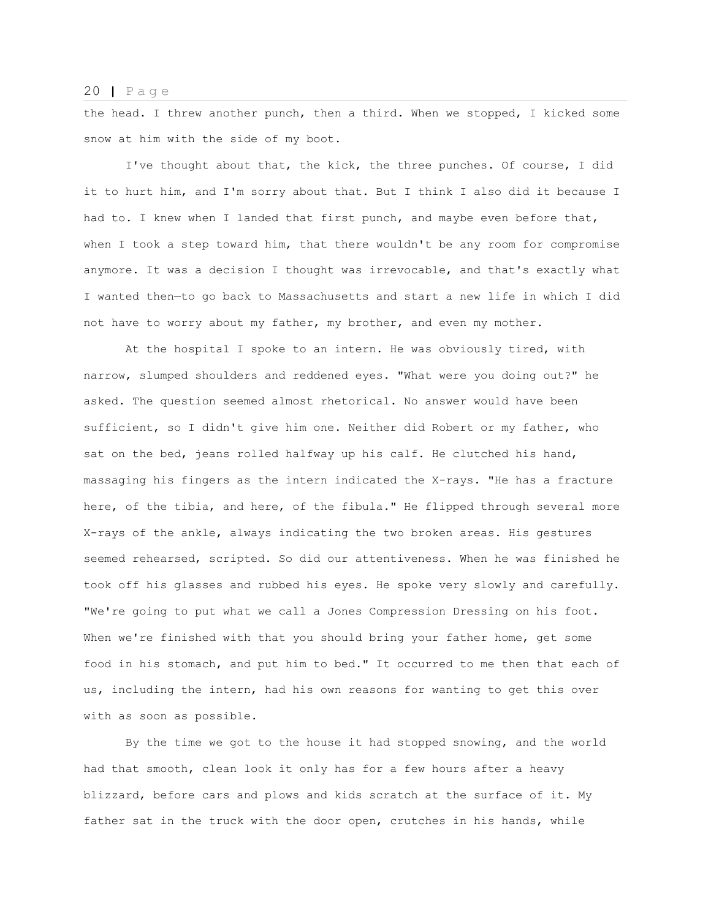the head. I threw another punch, then a third. When we stopped, I kicked some snow at him with the side of my boot.

I've thought about that, the kick, the three punches. Of course, I did it to hurt him, and I'm sorry about that. But I think I also did it because I had to. I knew when I landed that first punch, and maybe even before that, when I took a step toward him, that there wouldn't be any room for compromise anymore. It was a decision I thought was irrevocable, and that's exactly what I wanted then—to go back to Massachusetts and start a new life in which I did not have to worry about my father, my brother, and even my mother.

At the hospital I spoke to an intern. He was obviously tired, with narrow, slumped shoulders and reddened eyes. "What were you doing out?" he asked. The question seemed almost rhetorical. No answer would have been sufficient, so I didn't give him one. Neither did Robert or my father, who sat on the bed, jeans rolled halfway up his calf. He clutched his hand, massaging his fingers as the intern indicated the X-rays. "He has a fracture here, of the tibia, and here, of the fibula." He flipped through several more X-rays of the ankle, always indicating the two broken areas. His gestures seemed rehearsed, scripted. So did our attentiveness. When he was finished he took off his glasses and rubbed his eyes. He spoke very slowly and carefully. "We're going to put what we call a Jones Compression Dressing on his foot. When we're finished with that you should bring your father home, get some food in his stomach, and put him to bed." It occurred to me then that each of us, including the intern, had his own reasons for wanting to get this over with as soon as possible.

By the time we got to the house it had stopped snowing, and the world had that smooth, clean look it only has for a few hours after a heavy blizzard, before cars and plows and kids scratch at the surface of it. My father sat in the truck with the door open, crutches in his hands, while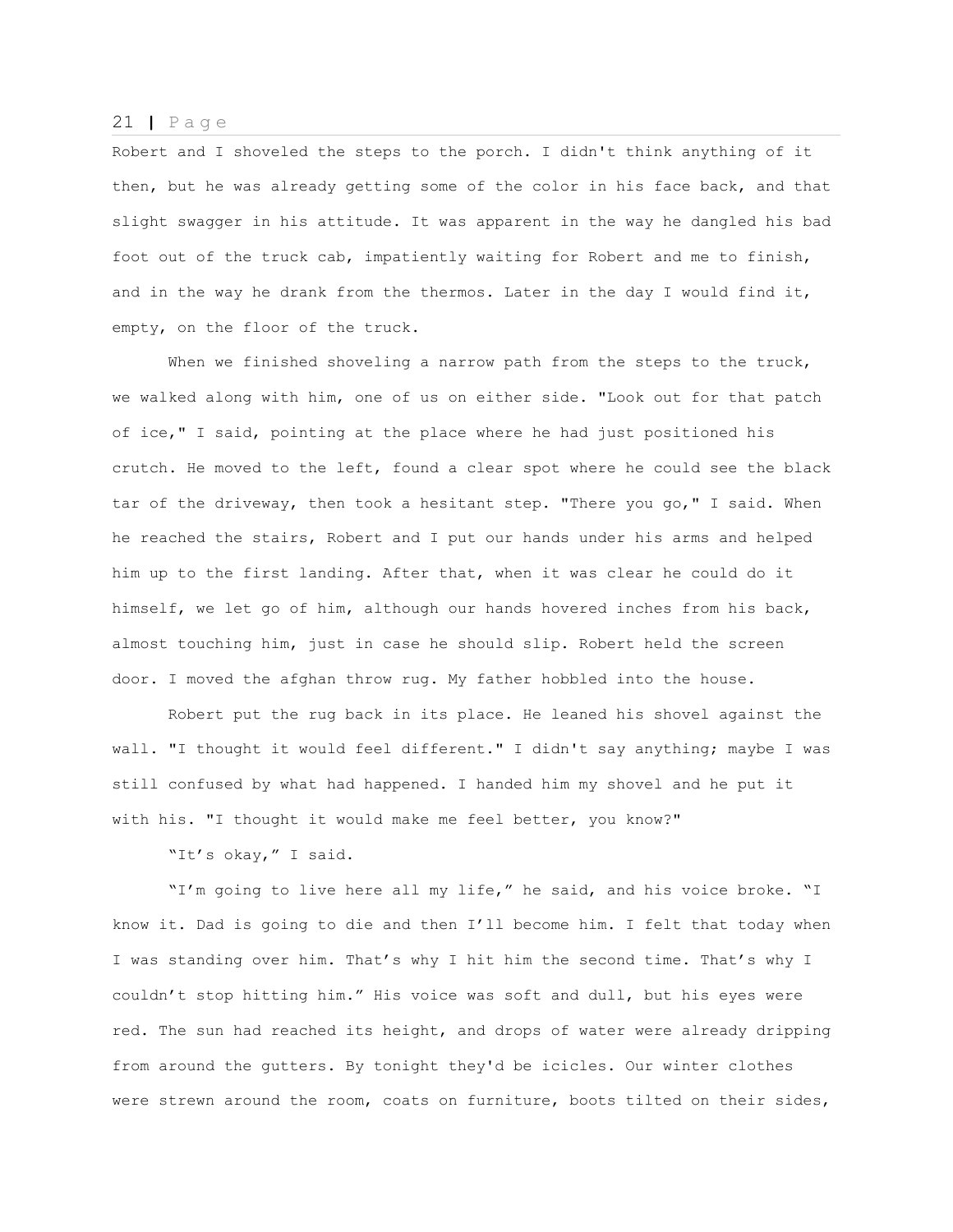Robert and I shoveled the steps to the porch. I didn't think anything of it then, but he was already getting some of the color in his face back, and that slight swagger in his attitude. It was apparent in the way he dangled his bad foot out of the truck cab, impatiently waiting for Robert and me to finish, and in the way he drank from the thermos. Later in the day I would find it, empty, on the floor of the truck.

When we finished shoveling a narrow path from the steps to the truck, we walked along with him, one of us on either side. "Look out for that patch of ice," I said, pointing at the place where he had just positioned his crutch. He moved to the left, found a clear spot where he could see the black tar of the driveway, then took a hesitant step. "There you go," I said. When he reached the stairs, Robert and I put our hands under his arms and helped him up to the first landing. After that, when it was clear he could do it himself, we let go of him, although our hands hovered inches from his back, almost touching him, just in case he should slip. Robert held the screen door. I moved the afghan throw rug. My father hobbled into the house.

Robert put the rug back in its place. He leaned his shovel against the wall. "I thought it would feel different." I didn't say anything; maybe I was still confused by what had happened. I handed him my shovel and he put it with his. "I thought it would make me feel better, you know?"

"It's okay," I said.

"I'm going to live here all my life," he said, and his voice broke. "I know it. Dad is going to die and then I'll become him. I felt that today when I was standing over him. That's why I hit him the second time. That's why I couldn't stop hitting him." His voice was soft and dull, but his eyes were red. The sun had reached its height, and drops of water were already dripping from around the gutters. By tonight they'd be icicles. Our winter clothes were strewn around the room, coats on furniture, boots tilted on their sides,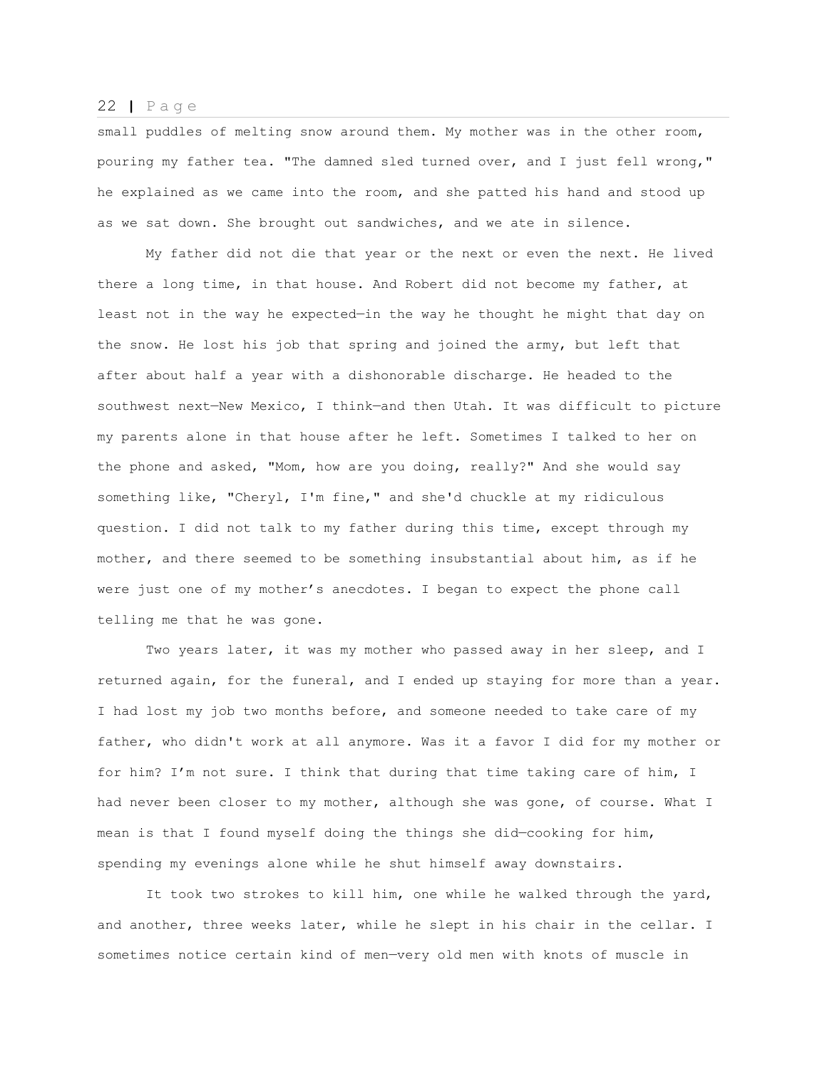small puddles of melting snow around them. My mother was in the other room, pouring my father tea. "The damned sled turned over, and I just fell wrong," he explained as we came into the room, and she patted his hand and stood up as we sat down. She brought out sandwiches, and we ate in silence.

My father did not die that year or the next or even the next. He lived there a long time, in that house. And Robert did not become my father, at least not in the way he expected—in the way he thought he might that day on the snow. He lost his job that spring and joined the army, but left that after about half a year with a dishonorable discharge. He headed to the southwest next—New Mexico, I think—and then Utah. It was difficult to picture my parents alone in that house after he left. Sometimes I talked to her on the phone and asked, "Mom, how are you doing, really?" And she would say something like, "Cheryl, I'm fine," and she'd chuckle at my ridiculous question. I did not talk to my father during this time, except through my mother, and there seemed to be something insubstantial about him, as if he were just one of my mother's anecdotes. I began to expect the phone call telling me that he was gone.

Two years later, it was my mother who passed away in her sleep, and I returned again, for the funeral, and I ended up staying for more than a year. I had lost my job two months before, and someone needed to take care of my father, who didn't work at all anymore. Was it a favor I did for my mother or for him? I'm not sure. I think that during that time taking care of him, I had never been closer to my mother, although she was gone, of course. What I mean is that I found myself doing the things she did—cooking for him, spending my evenings alone while he shut himself away downstairs.

It took two strokes to kill him, one while he walked through the yard, and another, three weeks later, while he slept in his chair in the cellar. I sometimes notice certain kind of men—very old men with knots of muscle in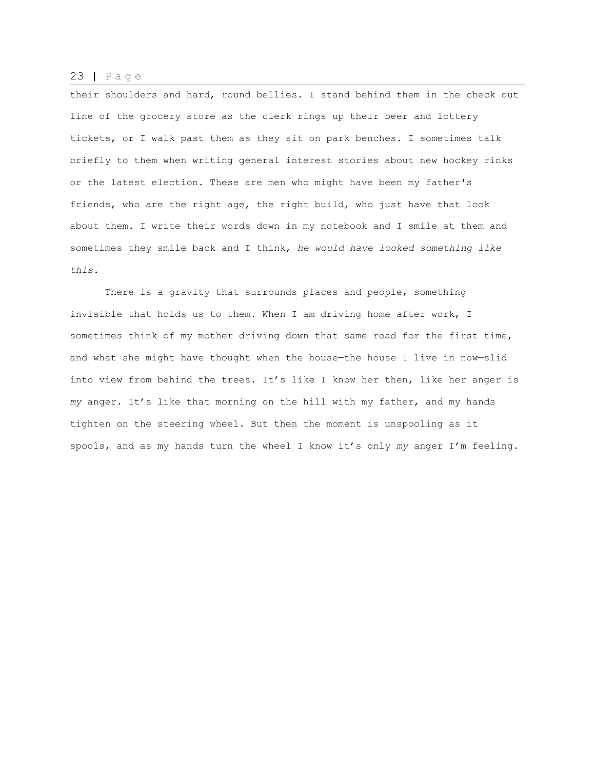their shoulders and hard, round bellies. I stand behind them in the check out line of the grocery store as the clerk rings up their beer and lottery tickets, or I walk past them as they sit on park benches. I sometimes talk briefly to them when writing general interest stories about new hockey rinks or the latest election. These are men who might have been my father's friends, who are the right age, the right build, who just have that look about them. I write their words down in my notebook and I smile at them and sometimes they smile back and I think, *he would have looked something like this.*

There is a gravity that surrounds places and people, something invisible that holds us to them. When I am driving home after work, I sometimes think of my mother driving down that same road for the first time, and what she might have thought when the house—the house I live in now—slid into view from behind the trees. It's like I know her then, like her anger is *my* anger. It's like that morning on the hill with my father, and my hands tighten on the steering wheel. But then the moment is unspooling as it spools, and as my hands turn the wheel I know it's only *my* anger I'm feeling.